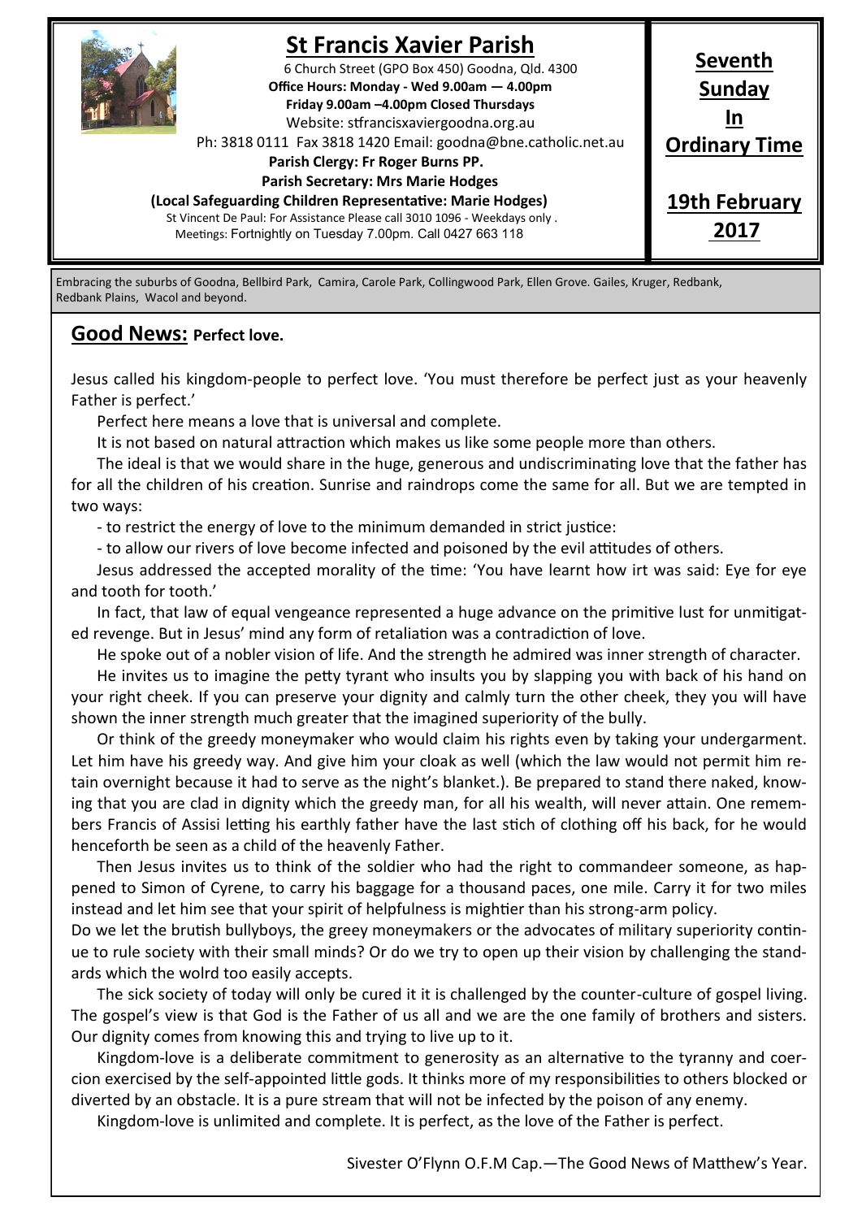# St Francis Xavier Parish

6 Church Street (GPO Box 450) Goodna, Qld. 4300
**Office Hours: Monday - Wed 9.00am — 4.00pm**
**Friday 9.00am –4.00pm Closed Thursdays**
Website: stfrancisxaviergoodna.org.au
Ph: 3818 0111 Fax 3818 1420 Email: goodna@bne.catholic.net.au
**Parish Clergy: Fr Roger Burns PP.**
**Parish Secretary: Mrs Marie Hodges**
**(Local Safeguarding Children Representative: Marie Hodges)**
St Vincent De Paul: For Assistance Please call 3010 1096 - Weekdays only .
Meetings: Fortnightly on Tuesday 7.00pm. Call 0427 663 118

**Seventh Sunday In Ordinary Time**

**19th February 2017**

Embracing the suburbs of Goodna, Bellbird Park, Camira, Carole Park, Collingwood Park, Ellen Grove. Gailes, Kruger, Redbank, Redbank Plains, Wacol and beyond.

## Good News: Perfect love.

Jesus called his kingdom-people to perfect love. 'You must therefore be perfect just as your heavenly Father is perfect.'

Perfect here means a love that is universal and complete.

It is not based on natural attraction which makes us like some people more than others.

The ideal is that we would share in the huge, generous and undiscriminating love that the father has for all the children of his creation. Sunrise and raindrops come the same for all. But we are tempted in two ways:

- to restrict the energy of love to the minimum demanded in strict justice:
- to allow our rivers of love become infected and poisoned by the evil attitudes of others.

Jesus addressed the accepted morality of the time: 'You have learnt how irt was said: Eye for eye and tooth for tooth.'

In fact, that law of equal vengeance represented a huge advance on the primitive lust for unmitigated revenge. But in Jesus' mind any form of retaliation was a contradiction of love.

He spoke out of a nobler vision of life. And the strength he admired was inner strength of character.

He invites us to imagine the petty tyrant who insults you by slapping you with back of his hand on your right cheek. If you can preserve your dignity and calmly turn the other cheek, they you will have shown the inner strength much greater that the imagined superiority of the bully.

Or think of the greedy moneymaker who would claim his rights even by taking your undergarment. Let him have his greedy way. And give him your cloak as well (which the law would not permit him retain overnight because it had to serve as the night's blanket.). Be prepared to stand there naked, knowing that you are clad in dignity which the greedy man, for all his wealth, will never attain. One remembers Francis of Assisi letting his earthly father have the last stich of clothing off his back, for he would henceforth be seen as a child of the heavenly Father.

Then Jesus invites us to think of the soldier who had the right to commandeer someone, as happened to Simon of Cyrene, to carry his baggage for a thousand paces, one mile. Carry it for two miles instead and let him see that your spirit of helpfulness is mightier than his strong-arm policy.

Do we let the brutish bullyboys, the greey moneymakers or the advocates of military superiority continue to rule society with their small minds? Or do we try to open up their vision by challenging the standards which the wolrd too easily accepts.

The sick society of today will only be cured it it is challenged by the counter-culture of gospel living. The gospel's view is that God is the Father of us all and we are the one family of brothers and sisters. Our dignity comes from knowing this and trying to live up to it.

Kingdom-love is a deliberate commitment to generosity as an alternative to the tyranny and coercion exercised by the self-appointed little gods. It thinks more of my responsibilities to others blocked or diverted by an obstacle. It is a pure stream that will not be infected by the poison of any enemy.

Kingdom-love is unlimited and complete. It is perfect, as the love of the Father is perfect.

Sivester O'Flynn O.F.M Cap.—The Good News of Matthew's Year.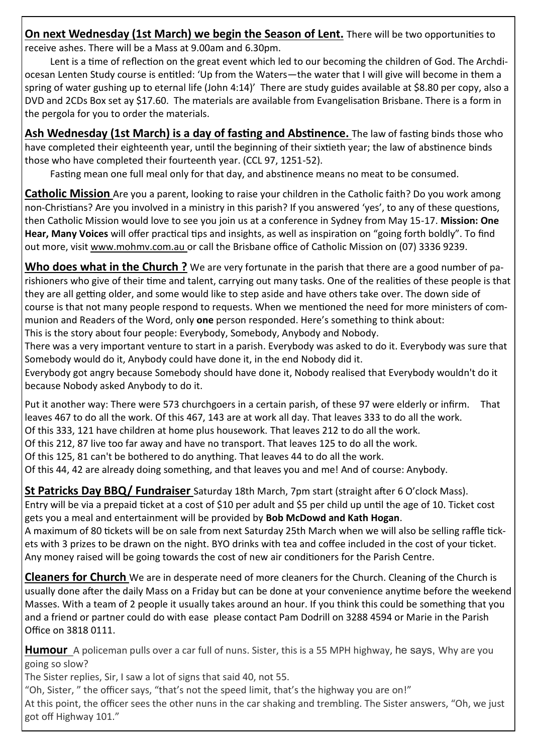**On next Wednesday (1st March) we begin the Season of Lent.** There will be two opportunities to receive ashes. There will be a Mass at 9.00am and 6.30pm.

Lent is a time of reflection on the great event which led to our becoming the children of God. The Archdiocesan Lenten Study course is entitled: 'Up from the Waters—the water that I will give will become in them a spring of water gushing up to eternal life (John 4:14)' There are study guides available at $8.80 per copy, also a DVD and 2CDs Box set ay $17.60. The materials are available from Evangelisation Brisbane. There is a form in the pergola for you to order the materials.

**Ash Wednesday (1st March) is a day of fasting and Abstinence.** The law of fasting binds those who have completed their eighteenth year, until the beginning of their sixtieth year; the law of abstinence binds those who have completed their fourteenth year. (CCL 97, 1251-52).

Fasting mean one full meal only for that day, and abstinence means no meat to be consumed.

**Catholic Mission** Are you a parent, looking to raise your children in the Catholic faith? Do you work among non-Christians? Are you involved in a ministry in this parish? If you answered 'yes', to any of these questions, then Catholic Mission would love to see you join us at a conference in Sydney from May 15-17. **Mission: One Hear, Many Voices** will offer practical tips and insights, as well as inspiration on "going forth boldly". To find out more, visit www.mohmv.com.au or call the Brisbane office of Catholic Mission on (07) 3336 9239.

**Who does what in the Church ?** We are very fortunate in the parish that there are a good number of parishioners who give of their time and talent, carrying out many tasks. One of the realities of these people is that they are all getting older, and some would like to step aside and have others take over. The down side of course is that not many people respond to requests. When we mentioned the need for more ministers of communion and Readers of the Word, only **one** person responded. Here's something to think about:
This is the story about four people: Everybody, Somebody, Anybody and Nobody.
There was a very important venture to start in a parish. Everybody was asked to do it. Everybody was sure that Somebody would do it, Anybody could have done it, in the end Nobody did it.
Everybody got angry because Somebody should have done it, Nobody realised that Everybody wouldn't do it because Nobody asked Anybody to do it.

Put it another way: There were 573 churchgoers in a certain parish, of these 97 were elderly or infirm. That leaves 467 to do all the work. Of this 467, 143 are at work all day. That leaves 333 to do all the work.
Of this 333, 121 have children at home plus housework. That leaves 212 to do all the work.
Of this 212, 87 live too far away and have no transport. That leaves 125 to do all the work.
Of this 125, 81 can't be bothered to do anything. That leaves 44 to do all the work.
Of this 44, 42 are already doing something, and that leaves you and me! And of course: Anybody.

**St Patricks Day BBQ/ Fundraiser** Saturday 18th March, 7pm start (straight after 6 O'clock Mass).
Entry will be via a prepaid ticket at a cost of $10 per adult and $5 per child up until the age of 10. Ticket cost gets you a meal and entertainment will be provided by **Bob McDowd and Kath Hogan**.
A maximum of 80 tickets will be on sale from next Saturday 25th March when we will also be selling raffle tickets with 3 prizes to be drawn on the night. BYO drinks with tea and coffee included in the cost of your ticket. Any money raised will be going towards the cost of new air conditioners for the Parish Centre.

**Cleaners for Church** We are in desperate need of more cleaners for the Church. Cleaning of the Church is usually done after the daily Mass on a Friday but can be done at your convenience anytime before the weekend Masses. With a team of 2 people it usually takes around an hour. If you think this could be something that you and a friend or partner could do with ease please contact Pam Dodrill on 3288 4594 or Marie in the Parish Office on 3818 0111.

**Humour** A policeman pulls over a car full of nuns. Sister, this is a 55 MPH highway, he says, Why are you going so slow?
The Sister replies, Sir, I saw a lot of signs that said 40, not 55.
"Oh, Sister, " the officer says, "that's not the speed limit, that's the highway you are on!"
At this point, the officer sees the other nuns in the car shaking and trembling. The Sister answers, "Oh, we just got off Highway 101."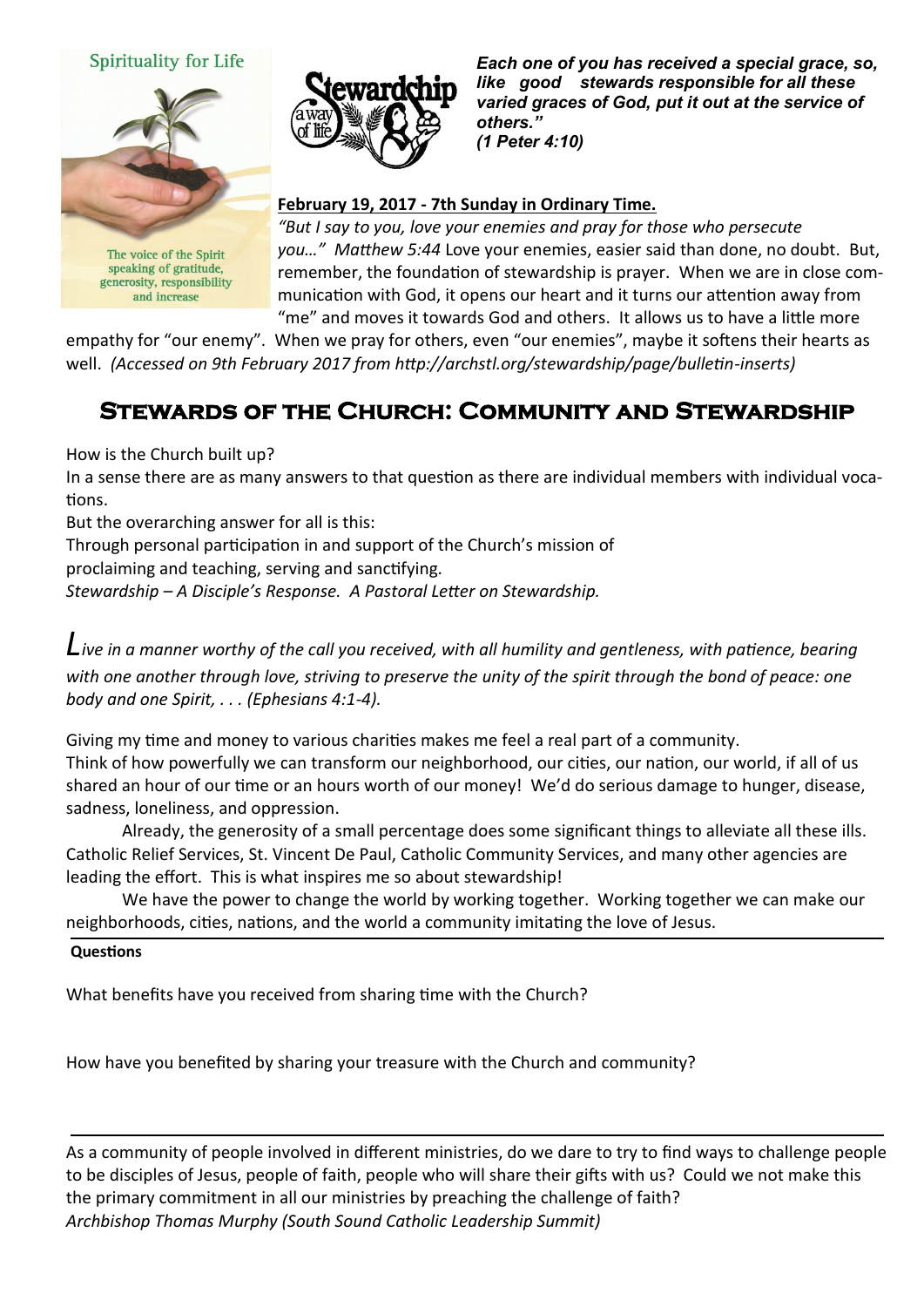Spirituality for Life

The voice of the Spirit speaking of gratitude, generosity, responsibility and increase

***Each one of you has received a special grace, so, like good stewards responsible for all these varied graces of God, put it out at the service of others."***
***(1 Peter 4:10)***

**February 19, 2017 - 7th Sunday in Ordinary Time.**

*"But I say to you, love your enemies and pray for those who persecute you…" Matthew 5:44* Love your enemies, easier said than done, no doubt. But, remember, the foundation of stewardship is prayer. When we are in close communication with God, it opens our heart and it turns our attention away from "me" and moves it towards God and others. It allows us to have a little more empathy for "our enemy". When we pray for others, even "our enemies", maybe it softens their hearts as well. *(Accessed on 9th February 2017 from http://archstl.org/stewardship/page/bulletin-inserts)*

## Stewards of the Church: Community and Stewardship

How is the Church built up?

In a sense there are as many answers to that question as there are individual members with individual vocations.

But the overarching answer for all is this:

Through personal participation in and support of the Church's mission of proclaiming and teaching, serving and sanctifying.

*Stewardship – A Disciple's Response. A Pastoral Letter on Stewardship.*

*Live in a manner worthy of the call you received, with all humility and gentleness, with patience, bearing with one another through love, striving to preserve the unity of the spirit through the bond of peace: one body and one Spirit, . . . (Ephesians 4:1-4).*

Giving my time and money to various charities makes me feel a real part of a community.

Think of how powerfully we can transform our neighborhood, our cities, our nation, our world, if all of us shared an hour of our time or an hours worth of our money! We'd do serious damage to hunger, disease, sadness, loneliness, and oppression.

Already, the generosity of a small percentage does some significant things to alleviate all these ills. Catholic Relief Services, St. Vincent De Paul, Catholic Community Services, and many other agencies are leading the effort. This is what inspires me so about stewardship!

We have the power to change the world by working together. Working together we can make our neighborhoods, cities, nations, and the world a community imitating the love of Jesus.

**Questions**

What benefits have you received from sharing time with the Church?

How have you benefited by sharing your treasure with the Church and community?

As a community of people involved in different ministries, do we dare to try to find ways to challenge people to be disciples of Jesus, people of faith, people who will share their gifts with us? Could we not make this the primary commitment in all our ministries by preaching the challenge of faith?

*Archbishop Thomas Murphy (South Sound Catholic Leadership Summit)*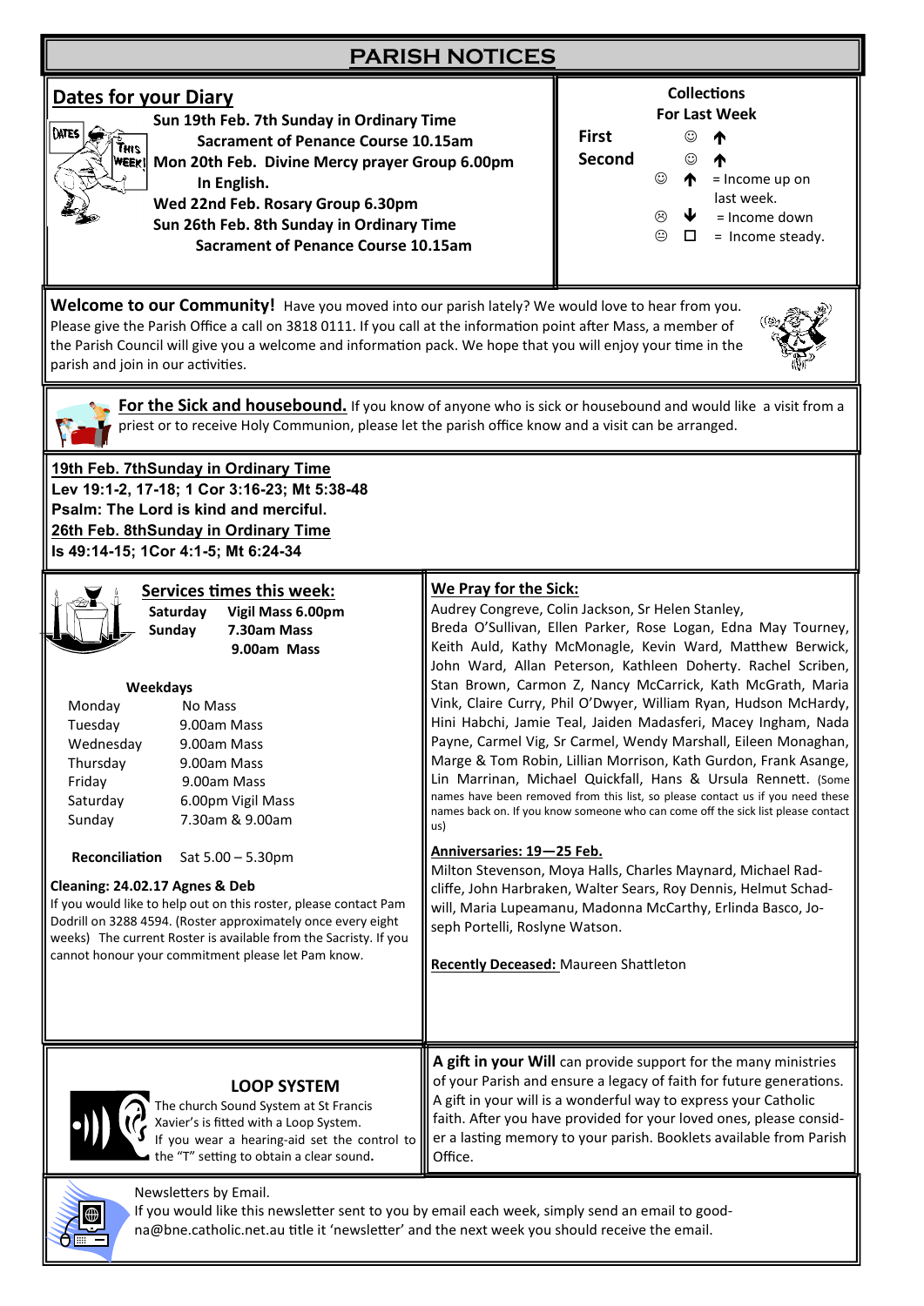# PARISH NOTICES

## Dates for your Diary

**Sun 19th Feb. 7th Sunday in Ordinary Time**
**Sacrament of Penance Course 10.15am**
**Mon 20th Feb. Divine Mercy prayer Group 6.00pm In English.**
**Wed 22nd Feb. Rosary Group 6.30pm**
**Sun 26th Feb. 8th Sunday in Ordinary Time**
**Sacrament of Penance Course 10.15am**

**Collections For Last Week**

| | | |
|---|---|---|
| **First** | ☺ | ↑ |
| **Second** | ☺ | ↑ |

☺ ↑ = Income up on last week.
☹ ↓ = Income down
😐 ☐ = Income steady.

**Welcome to our Community!** Have you moved into our parish lately? We would love to hear from you. Please give the Parish Office a call on 3818 0111. If you call at the information point after Mass, a member of the Parish Council will give you a welcome and information pack. We hope that you will enjoy your time in the parish and join in our activities.

**For the Sick and housebound.** If you know of anyone who is sick or housebound and would like a visit from a priest or to receive Holy Communion, please let the parish office know and a visit can be arranged.

**19th Feb. 7thSunday in Ordinary Time**
**Lev 19:1-2, 17-18; 1 Cor 3:16-23; Mt 5:38-48**
**Psalm: The Lord is kind and merciful.**
**26th Feb. 8thSunday in Ordinary Time**
**Is 49:14-15; 1Cor 4:1-5; Mt 6:24-34**

## Services times this week:

**Saturday** Vigil Mass 6.00pm
**Sunday** 7.30am Mass
9.00am Mass

**Weekdays**

| | |
|---|---|
| Monday | No Mass |
| Tuesday | 9.00am Mass |
| Wednesday | 9.00am Mass |
| Thursday | 9.00am Mass |
| Friday | 9.00am Mass |
| Saturday | 6.00pm Vigil Mass |
| Sunday | 7.30am & 9.00am |

**Reconciliation** Sat 5.00 – 5.30pm

**Cleaning: 24.02.17 Agnes & Deb**
If you would like to help out on this roster, please contact Pam Dodrill on 3288 4594. (Roster approximately once every eight weeks) The current Roster is available from the Sacristy. If you cannot honour your commitment please let Pam know.

## We Pray for the Sick:

Audrey Congreve, Colin Jackson, Sr Helen Stanley,
Breda O'Sullivan, Ellen Parker, Rose Logan, Edna May Tourney, Keith Auld, Kathy McMonagle, Kevin Ward, Matthew Berwick, John Ward, Allan Peterson, Kathleen Doherty. Rachel Scriben, Stan Brown, Carmon Z, Nancy McCarrick, Kath McGrath, Maria Vink, Claire Curry, Phil O'Dwyer, William Ryan, Hudson McHardy, Hini Habchi, Jamie Teal, Jaiden Madasferi, Macey Ingham, Nada Payne, Carmel Vig, Sr Carmel, Wendy Marshall, Eileen Monaghan, Marge & Tom Robin, Lillian Morrison, Kath Gurdon, Frank Asange, Lin Marrinan, Michael Quickfall, Hans & Ursula Rennett. (Some names have been removed from this list, so please contact us if you need these names back on. If you know someone who can come off the sick list please contact us)

**Anniversaries: 19—25 Feb.**
Milton Stevenson, Moya Halls, Charles Maynard, Michael Radcliffe, John Harbraken, Walter Sears, Roy Dennis, Helmut Schadwill, Maria Lupeamanu, Madonna McCarthy, Erlinda Basco, Joseph Portelli, Roslyne Watson.

**Recently Deceased:** Maureen Shattleton

## LOOP SYSTEM

The church Sound System at St Francis Xavier's is fitted with a Loop System. If you wear a hearing-aid set the control to the "T" setting to obtain a clear sound.

**A gift in your Will** can provide support for the many ministries of your Parish and ensure a legacy of faith for future generations. A gift in your will is a wonderful way to express your Catholic faith. After you have provided for your loved ones, please consider a lasting memory to your parish. Booklets available from Parish Office.

Newsletters by Email.
If you would like this newsletter sent to you by email each week, simply send an email to goodna@bne.catholic.net.au title it 'newsletter' and the next week you should receive the email.